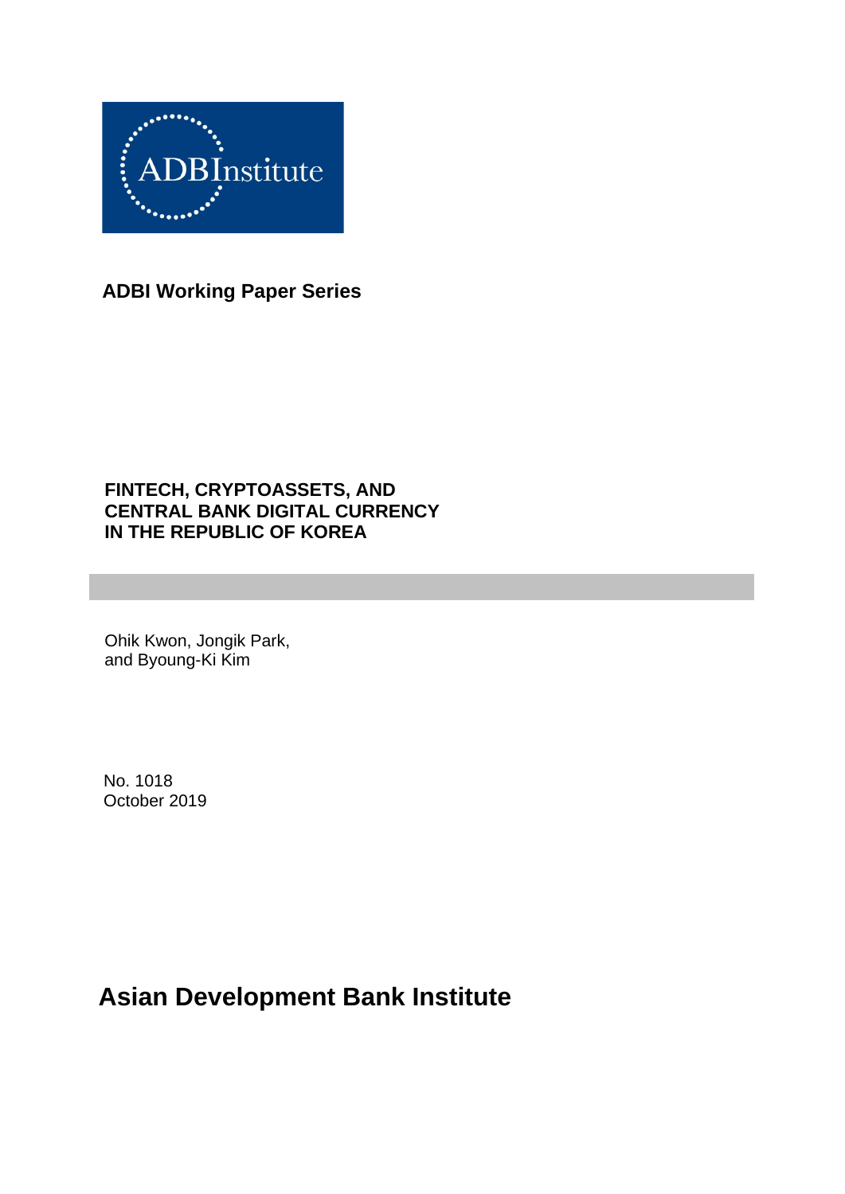ADBInstitute

**ADBI Working Paper Series**

# FINTECH, CRYPTOASSETS, AND CENTRAL BANK DIGITAL CURRENCY IN THE REPUBLIC OF KOREA

Ohik Kwon, Jongik Park, and Byoung-Ki Kim

No. 1018
October 2019

**Asian Development Bank Institute**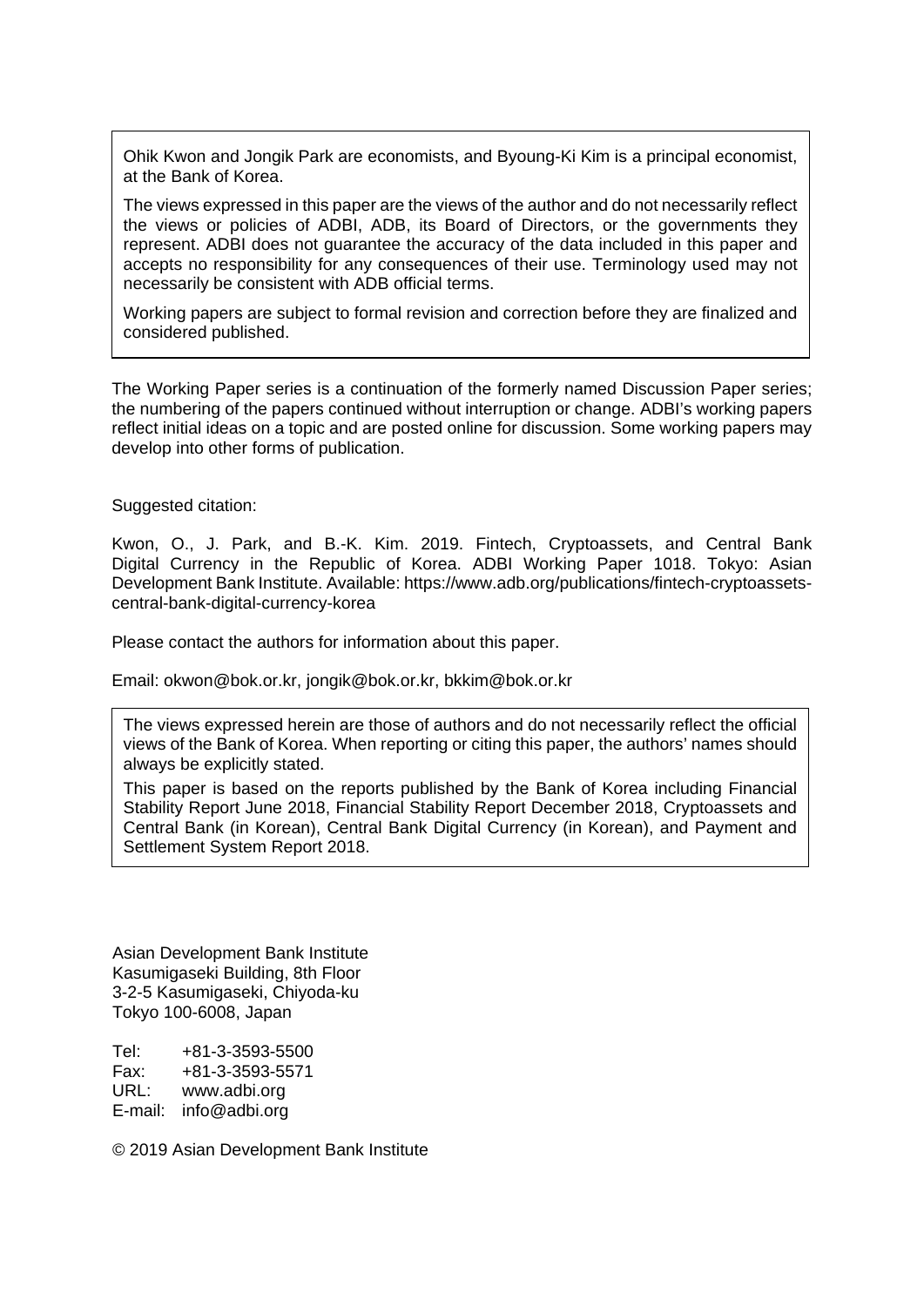Ohik Kwon and Jongik Park are economists, and Byoung-Ki Kim is a principal economist, at the Bank of Korea.

The views expressed in this paper are the views of the author and do not necessarily reflect the views or policies of ADBI, ADB, its Board of Directors, or the governments they represent. ADBI does not guarantee the accuracy of the data included in this paper and accepts no responsibility for any consequences of their use. Terminology used may not necessarily be consistent with ADB official terms.

Working papers are subject to formal revision and correction before they are finalized and considered published.

The Working Paper series is a continuation of the formerly named Discussion Paper series; the numbering of the papers continued without interruption or change. ADBI's working papers reflect initial ideas on a topic and are posted online for discussion. Some working papers may develop into other forms of publication.

Suggested citation:

Kwon, O., J. Park, and B.-K. Kim. 2019. Fintech, Cryptoassets, and Central Bank Digital Currency in the Republic of Korea. ADBI Working Paper 1018. Tokyo: Asian Development Bank Institute. Available: https://www.adb.org/publications/fintech-cryptoassets-central-bank-digital-currency-korea

Please contact the authors for information about this paper.

Email: okwon@bok.or.kr, jongik@bok.or.kr, bkkim@bok.or.kr

The views expressed herein are those of authors and do not necessarily reflect the official views of the Bank of Korea. When reporting or citing this paper, the authors' names should always be explicitly stated.

This paper is based on the reports published by the Bank of Korea including Financial Stability Report June 2018, Financial Stability Report December 2018, Cryptoassets and Central Bank (in Korean), Central Bank Digital Currency (in Korean), and Payment and Settlement System Report 2018.

Asian Development Bank Institute
Kasumigaseki Building, 8th Floor
3-2-5 Kasumigaseki, Chiyoda-ku
Tokyo 100-6008, Japan

Tel: +81-3-3593-5500
Fax: +81-3-3593-5571
URL: www.adbi.org
E-mail: info@adbi.org

© 2019 Asian Development Bank Institute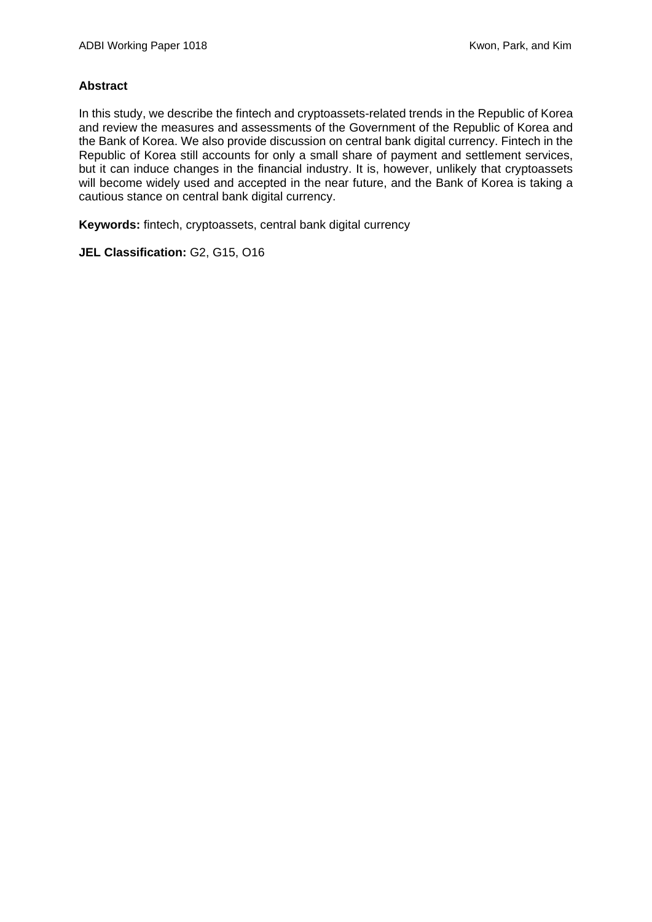**Abstract**

In this study, we describe the fintech and cryptoassets-related trends in the Republic of Korea and review the measures and assessments of the Government of the Republic of Korea and the Bank of Korea. We also provide discussion on central bank digital currency. Fintech in the Republic of Korea still accounts for only a small share of payment and settlement services, but it can induce changes in the financial industry. It is, however, unlikely that cryptoassets will become widely used and accepted in the near future, and the Bank of Korea is taking a cautious stance on central bank digital currency.

**Keywords:** fintech, cryptoassets, central bank digital currency

**JEL Classification:** G2, G15, O16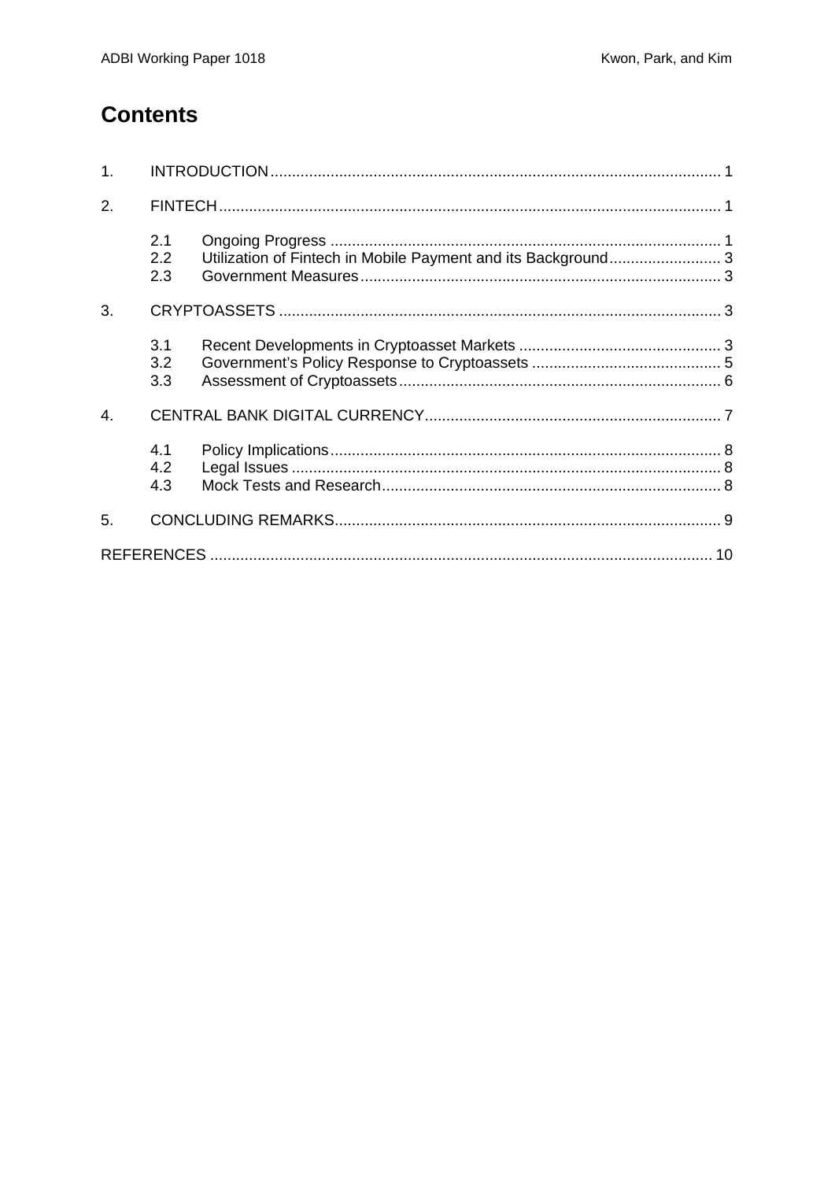# Contents

1. INTRODUCTION ........................................................................................................ 1

2. FINTECH .................................................................................................................... 1

    2.1 Ongoing Progress .......................................................................................... 1
    2.2 Utilization of Fintech in Mobile Payment and its Background .......................... 3
    2.3 Government Measures ................................................................................... 3

3. CRYPTOASSETS ...................................................................................................... 3

    3.1 Recent Developments in Cryptoasset Markets ............................................... 3
    3.2 Government's Policy Response to Cryptoassets ............................................ 5
    3.3 Assessment of Cryptoassets .......................................................................... 6

4. CENTRAL BANK DIGITAL CURRENCY .................................................................... 7

    4.1 Policy Implications .......................................................................................... 8
    4.2 Legal Issues ................................................................................................... 8
    4.3 Mock Tests and Research .............................................................................. 8

5. CONCLUDING REMARKS ......................................................................................... 9

REFERENCES .................................................................................................................... 10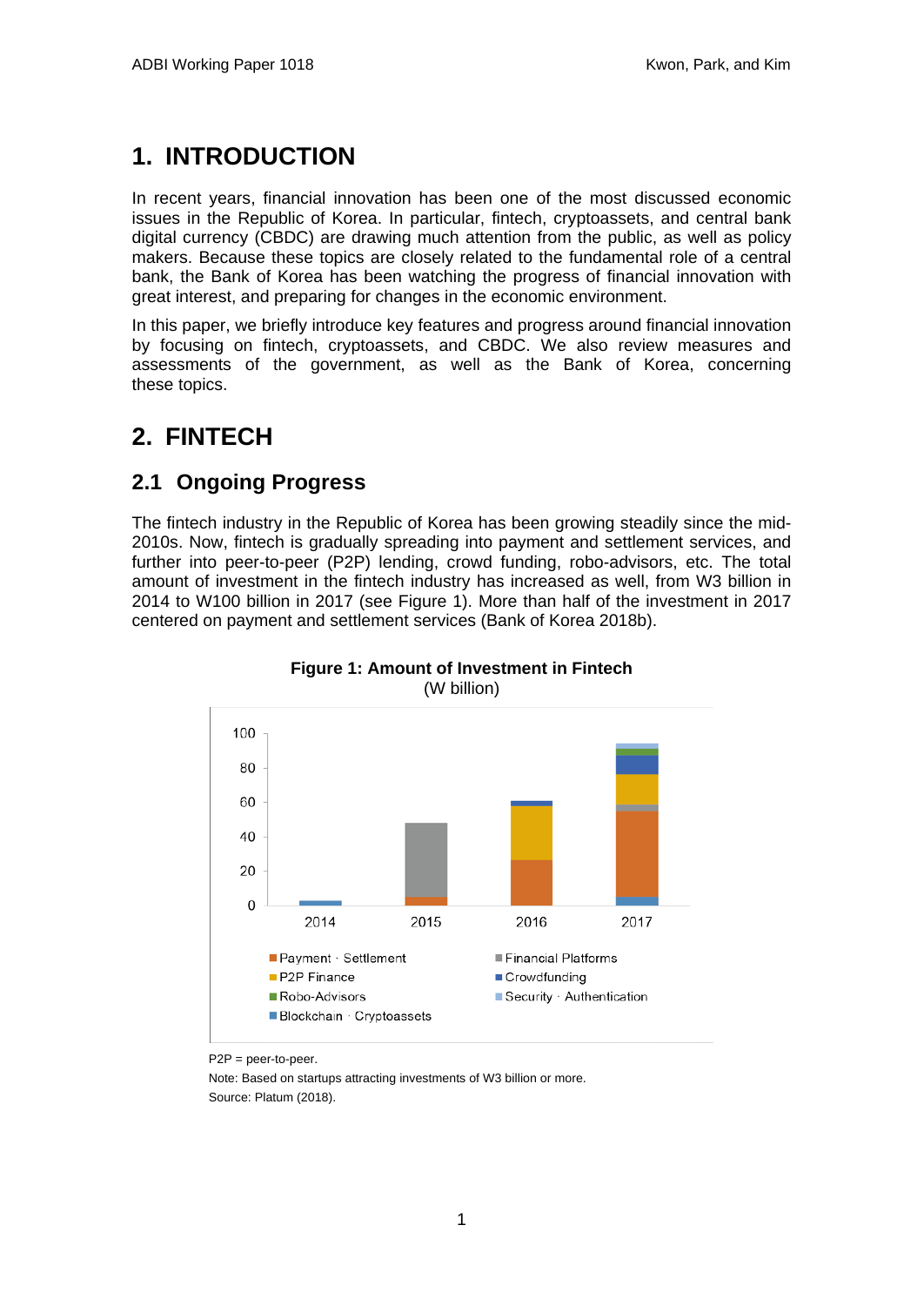# 1. INTRODUCTION

In recent years, financial innovation has been one of the most discussed economic issues in the Republic of Korea. In particular, fintech, cryptoassets, and central bank digital currency (CBDC) are drawing much attention from the public, as well as policy makers. Because these topics are closely related to the fundamental role of a central bank, the Bank of Korea has been watching the progress of financial innovation with great interest, and preparing for changes in the economic environment.

In this paper, we briefly introduce key features and progress around financial innovation by focusing on fintech, cryptoassets, and CBDC. We also review measures and assessments of the government, as well as the Bank of Korea, concerning these topics.

# 2. FINTECH

## 2.1 Ongoing Progress

The fintech industry in the Republic of Korea has been growing steadily since the mid-2010s. Now, fintech is gradually spreading into payment and settlement services, and further into peer-to-peer (P2P) lending, crowd funding, robo-advisors, etc. The total amount of investment in the fintech industry has increased as well, from W3 billion in 2014 to W100 billion in 2017 (see Figure 1). More than half of the investment in 2017 centered on payment and settlement services (Bank of Korea 2018b).

**Figure 1: Amount of Investment in Fintech**
(W billion)

P2P = peer-to-peer.

Note: Based on startups attracting investments of W3 billion or more.

Source: Platum (2018).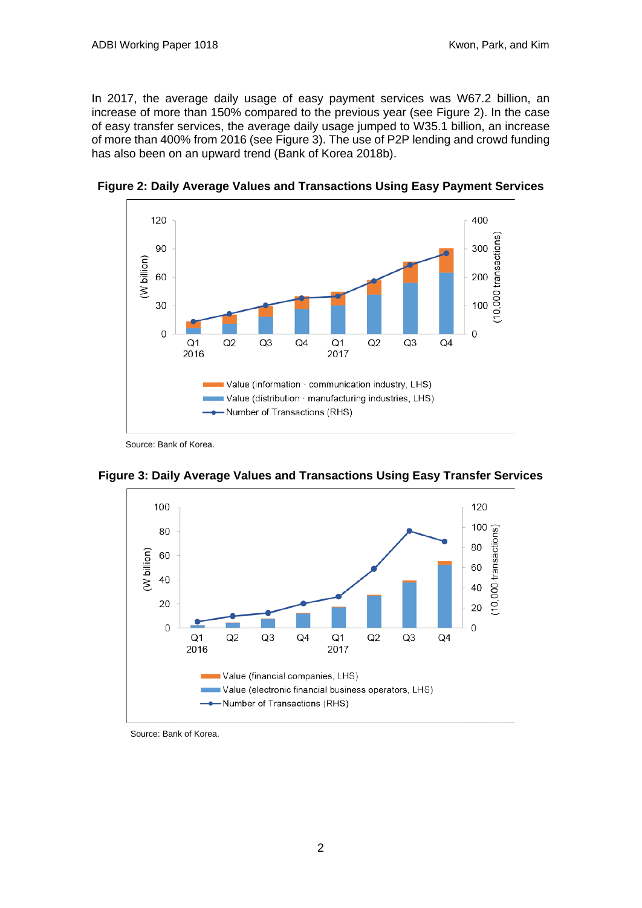In 2017, the average daily usage of easy payment services was W67.2 billion, an increase of more than 150% compared to the previous year (see Figure 2). In the case of easy transfer services, the average daily usage jumped to W35.1 billion, an increase of more than 400% from 2016 (see Figure 3). The use of P2P lending and crowd funding has also been on an upward trend (Bank of Korea 2018b).

**Figure 2: Daily Average Values and Transactions Using Easy Payment Services**

Source: Bank of Korea.

**Figure 3: Daily Average Values and Transactions Using Easy Transfer Services**

Source: Bank of Korea.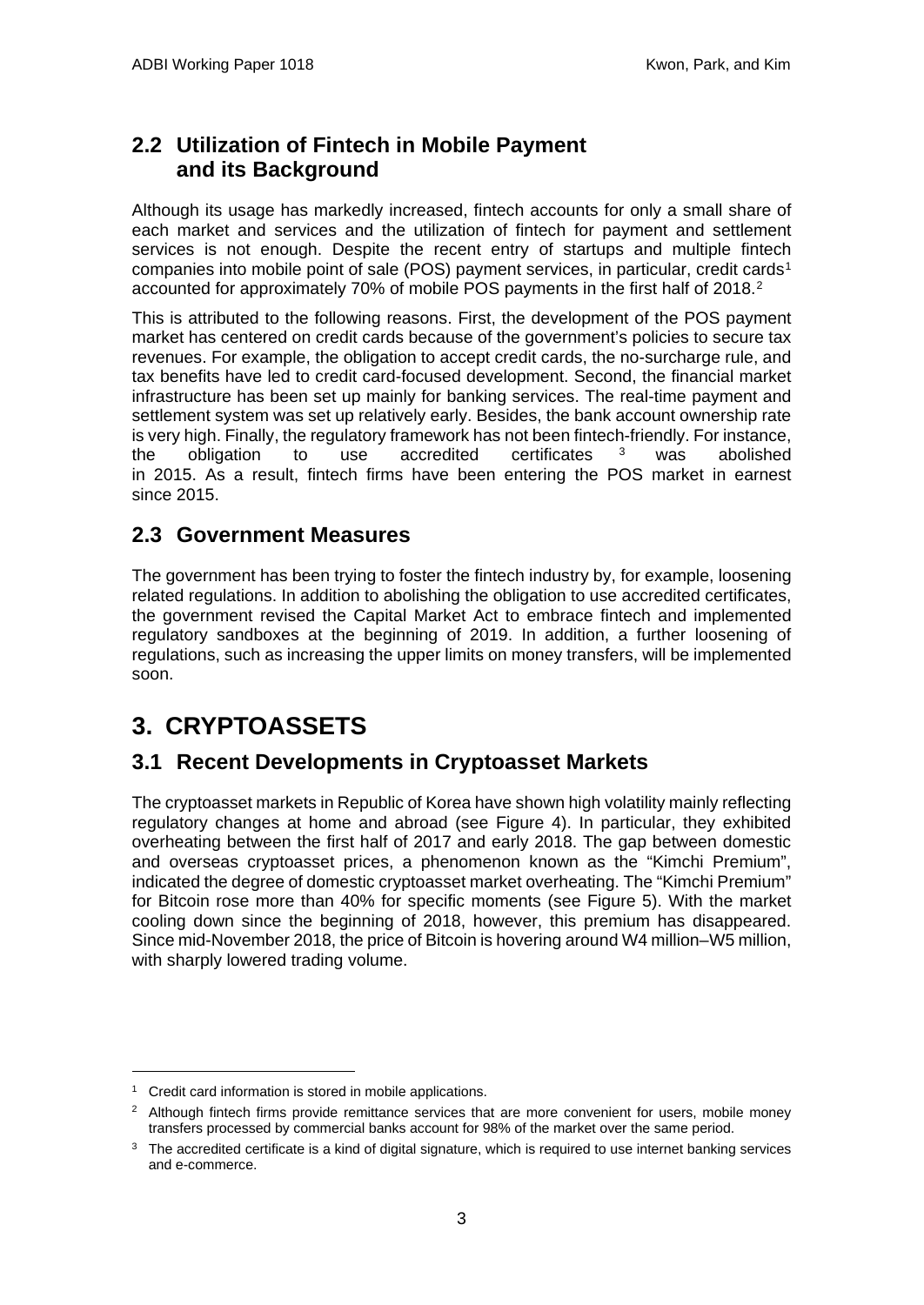## 2.2 Utilization of Fintech in Mobile Payment and its Background

Although its usage has markedly increased, fintech accounts for only a small share of each market and services and the utilization of fintech for payment and settlement services is not enough. Despite the recent entry of startups and multiple fintech companies into mobile point of sale (POS) payment services, in particular, credit cards[1] accounted for approximately 70% of mobile POS payments in the first half of 2018.[2]

This is attributed to the following reasons. First, the development of the POS payment market has centered on credit cards because of the government's policies to secure tax revenues. For example, the obligation to accept credit cards, the no-surcharge rule, and tax benefits have led to credit card-focused development. Second, the financial market infrastructure has been set up mainly for banking services. The real-time payment and settlement system was set up relatively early. Besides, the bank account ownership rate is very high. Finally, the regulatory framework has not been fintech-friendly. For instance, the obligation to use accredited certificates[3] was abolished in 2015. As a result, fintech firms have been entering the POS market in earnest since 2015.

## 2.3 Government Measures

The government has been trying to foster the fintech industry by, for example, loosening related regulations. In addition to abolishing the obligation to use accredited certificates, the government revised the Capital Market Act to embrace fintech and implemented regulatory sandboxes at the beginning of 2019. In addition, a further loosening of regulations, such as increasing the upper limits on money transfers, will be implemented soon.

# 3. CRYPTOASSETS

## 3.1 Recent Developments in Cryptoasset Markets

The cryptoasset markets in Republic of Korea have shown high volatility mainly reflecting regulatory changes at home and abroad (see Figure 4). In particular, they exhibited overheating between the first half of 2017 and early 2018. The gap between domestic and overseas cryptoasset prices, a phenomenon known as the "Kimchi Premium", indicated the degree of domestic cryptoasset market overheating. The "Kimchi Premium" for Bitcoin rose more than 40% for specific moments (see Figure 5). With the market cooling down since the beginning of 2018, however, this premium has disappeared. Since mid-November 2018, the price of Bitcoin is hovering around W4 million–W5 million, with sharply lowered trading volume.

---

[1] Credit card information is stored in mobile applications.

[2] Although fintech firms provide remittance services that are more convenient for users, mobile money transfers processed by commercial banks account for 98% of the market over the same period.

[3] The accredited certificate is a kind of digital signature, which is required to use internet banking services and e-commerce.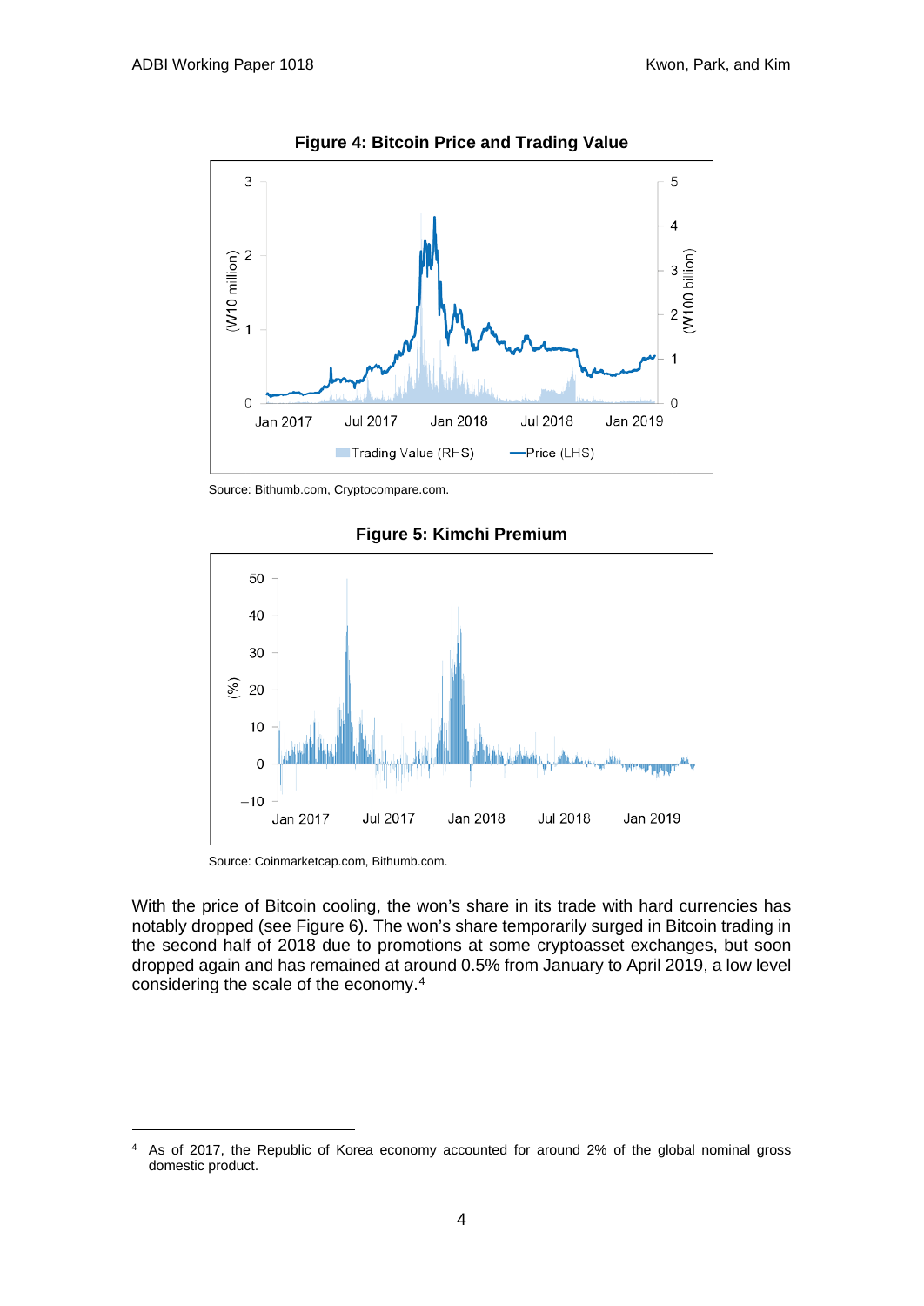**Figure 4: Bitcoin Price and Trading Value**

Source: Bithumb.com, Cryptocompare.com.

**Figure 5: Kimchi Premium**

Source: Coinmarketcap.com, Bithumb.com.

With the price of Bitcoin cooling, the won's share in its trade with hard currencies has notably dropped (see Figure 6). The won's share temporarily surged in Bitcoin trading in the second half of 2018 due to promotions at some cryptoasset exchanges, but soon dropped again and has remained at around 0.5% from January to April 2019, a low level considering the scale of the economy.[4]

---

[4] As of 2017, the Republic of Korea economy accounted for around 2% of the global nominal gross domestic product.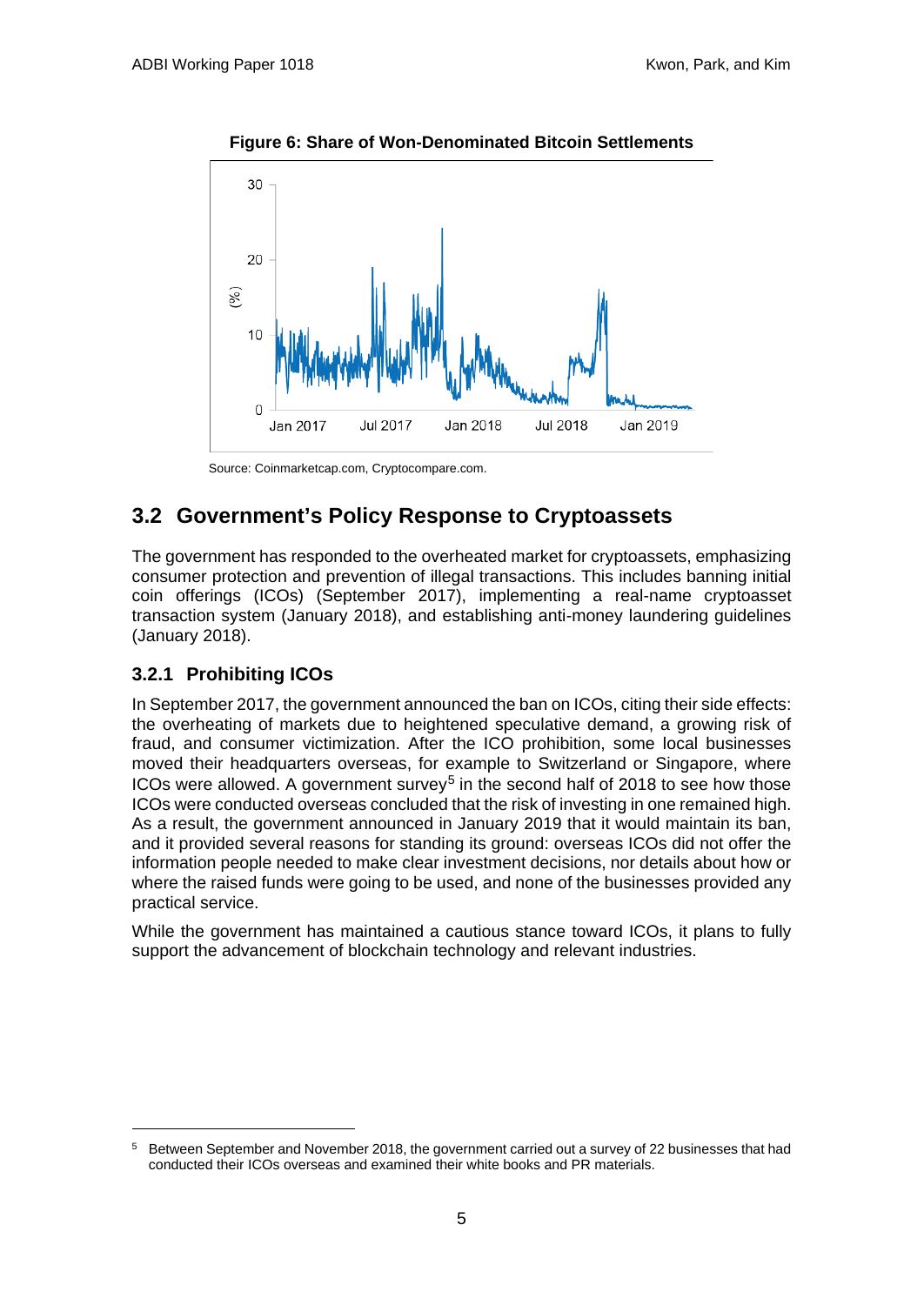**Figure 6: Share of Won-Denominated Bitcoin Settlements**

Source: Coinmarketcap.com, Cryptocompare.com.

## 3.2 Government's Policy Response to Cryptoassets

The government has responded to the overheated market for cryptoassets, emphasizing consumer protection and prevention of illegal transactions. This includes banning initial coin offerings (ICOs) (September 2017), implementing a real-name cryptoasset transaction system (January 2018), and establishing anti-money laundering guidelines (January 2018).

### 3.2.1 Prohibiting ICOs

In September 2017, the government announced the ban on ICOs, citing their side effects: the overheating of markets due to heightened speculative demand, a growing risk of fraud, and consumer victimization. After the ICO prohibition, some local businesses moved their headquarters overseas, for example to Switzerland or Singapore, where ICOs were allowed. A government survey[5] in the second half of 2018 to see how those ICOs were conducted overseas concluded that the risk of investing in one remained high. As a result, the government announced in January 2019 that it would maintain its ban, and it provided several reasons for standing its ground: overseas ICOs did not offer the information people needed to make clear investment decisions, nor details about how or where the raised funds were going to be used, and none of the businesses provided any practical service.

While the government has maintained a cautious stance toward ICOs, it plans to fully support the advancement of blockchain technology and relevant industries.

---

[5] Between September and November 2018, the government carried out a survey of 22 businesses that had conducted their ICOs overseas and examined their white books and PR materials.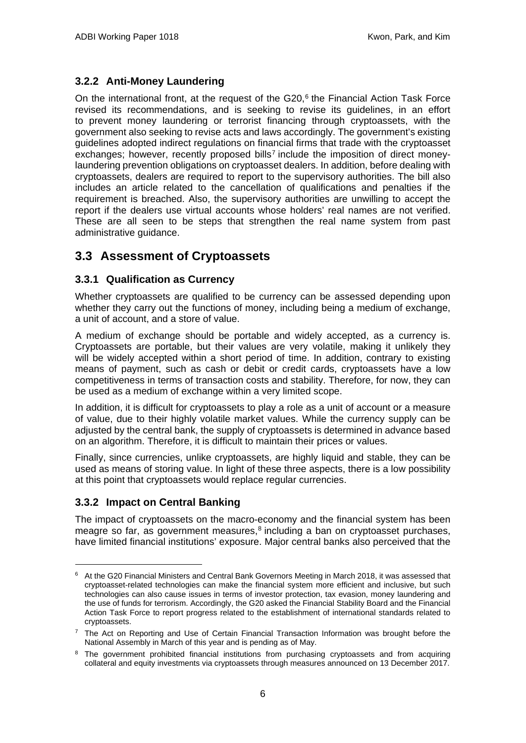### 3.2.2 Anti-Money Laundering

On the international front, at the request of the G20,[6] the Financial Action Task Force revised its recommendations, and is seeking to revise its guidelines, in an effort to prevent money laundering or terrorist financing through cryptoassets, with the government also seeking to revise acts and laws accordingly. The government's existing guidelines adopted indirect regulations on financial firms that trade with the cryptoasset exchanges; however, recently proposed bills[7] include the imposition of direct money-laundering prevention obligations on cryptoasset dealers. In addition, before dealing with cryptoassets, dealers are required to report to the supervisory authorities. The bill also includes an article related to the cancellation of qualifications and penalties if the requirement is breached. Also, the supervisory authorities are unwilling to accept the report if the dealers use virtual accounts whose holders' real names are not verified. These are all seen to be steps that strengthen the real name system from past administrative guidance.

## 3.3 Assessment of Cryptoassets

### 3.3.1 Qualification as Currency

Whether cryptoassets are qualified to be currency can be assessed depending upon whether they carry out the functions of money, including being a medium of exchange, a unit of account, and a store of value.

A medium of exchange should be portable and widely accepted, as a currency is. Cryptoassets are portable, but their values are very volatile, making it unlikely they will be widely accepted within a short period of time. In addition, contrary to existing means of payment, such as cash or debit or credit cards, cryptoassets have a low competitiveness in terms of transaction costs and stability. Therefore, for now, they can be used as a medium of exchange within a very limited scope.

In addition, it is difficult for cryptoassets to play a role as a unit of account or a measure of value, due to their highly volatile market values. While the currency supply can be adjusted by the central bank, the supply of cryptoassets is determined in advance based on an algorithm. Therefore, it is difficult to maintain their prices or values.

Finally, since currencies, unlike cryptoassets, are highly liquid and stable, they can be used as means of storing value. In light of these three aspects, there is a low possibility at this point that cryptoassets would replace regular currencies.

### 3.3.2 Impact on Central Banking

The impact of cryptoassets on the macro-economy and the financial system has been meagre so far, as government measures,[8] including a ban on cryptoasset purchases, have limited financial institutions' exposure. Major central banks also perceived that the

---

[6] At the G20 Financial Ministers and Central Bank Governors Meeting in March 2018, it was assessed that cryptoasset-related technologies can make the financial system more efficient and inclusive, but such technologies can also cause issues in terms of investor protection, tax evasion, money laundering and the use of funds for terrorism. Accordingly, the G20 asked the Financial Stability Board and the Financial Action Task Force to report progress related to the establishment of international standards related to cryptoassets.

[7] The Act on Reporting and Use of Certain Financial Transaction Information was brought before the National Assembly in March of this year and is pending as of May.

[8] The government prohibited financial institutions from purchasing cryptoassets and from acquiring collateral and equity investments via cryptoassets through measures announced on 13 December 2017.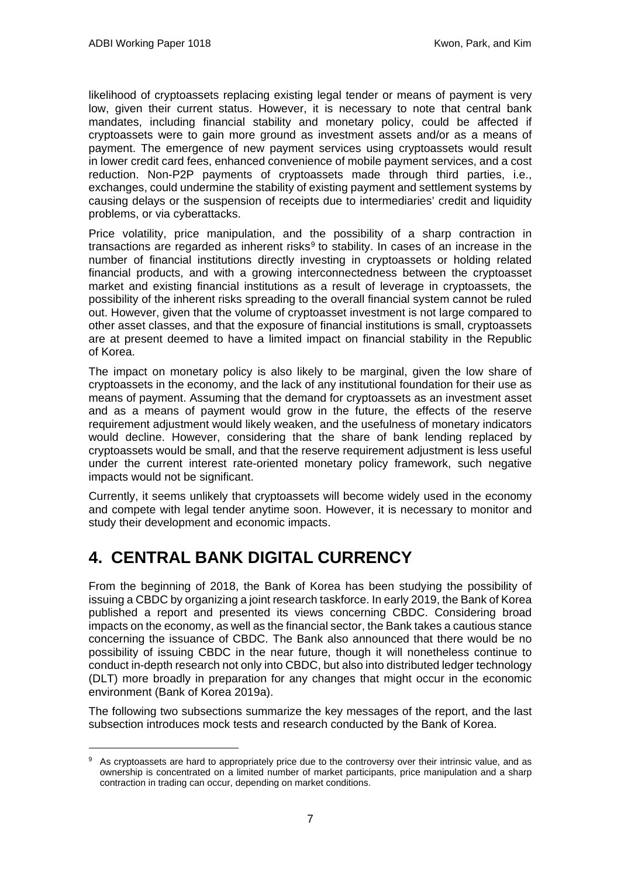likelihood of cryptoassets replacing existing legal tender or means of payment is very low, given their current status. However, it is necessary to note that central bank mandates, including financial stability and monetary policy, could be affected if cryptoassets were to gain more ground as investment assets and/or as a means of payment. The emergence of new payment services using cryptoassets would result in lower credit card fees, enhanced convenience of mobile payment services, and a cost reduction. Non-P2P payments of cryptoassets made through third parties, i.e., exchanges, could undermine the stability of existing payment and settlement systems by causing delays or the suspension of receipts due to intermediaries' credit and liquidity problems, or via cyberattacks.

Price volatility, price manipulation, and the possibility of a sharp contraction in transactions are regarded as inherent risks[9] to stability. In cases of an increase in the number of financial institutions directly investing in cryptoassets or holding related financial products, and with a growing interconnectedness between the cryptoasset market and existing financial institutions as a result of leverage in cryptoassets, the possibility of the inherent risks spreading to the overall financial system cannot be ruled out. However, given that the volume of cryptoasset investment is not large compared to other asset classes, and that the exposure of financial institutions is small, cryptoassets are at present deemed to have a limited impact on financial stability in the Republic of Korea.

The impact on monetary policy is also likely to be marginal, given the low share of cryptoassets in the economy, and the lack of any institutional foundation for their use as means of payment. Assuming that the demand for cryptoassets as an investment asset and as a means of payment would grow in the future, the effects of the reserve requirement adjustment would likely weaken, and the usefulness of monetary indicators would decline. However, considering that the share of bank lending replaced by cryptoassets would be small, and that the reserve requirement adjustment is less useful under the current interest rate-oriented monetary policy framework, such negative impacts would not be significant.

Currently, it seems unlikely that cryptoassets will become widely used in the economy and compete with legal tender anytime soon. However, it is necessary to monitor and study their development and economic impacts.

# 4. CENTRAL BANK DIGITAL CURRENCY

From the beginning of 2018, the Bank of Korea has been studying the possibility of issuing a CBDC by organizing a joint research taskforce. In early 2019, the Bank of Korea published a report and presented its views concerning CBDC. Considering broad impacts on the economy, as well as the financial sector, the Bank takes a cautious stance concerning the issuance of CBDC. The Bank also announced that there would be no possibility of issuing CBDC in the near future, though it will nonetheless continue to conduct in-depth research not only into CBDC, but also into distributed ledger technology (DLT) more broadly in preparation for any changes that might occur in the economic environment (Bank of Korea 2019a).

The following two subsections summarize the key messages of the report, and the last subsection introduces mock tests and research conducted by the Bank of Korea.

[9] As cryptoassets are hard to appropriately price due to the controversy over their intrinsic value, and as ownership is concentrated on a limited number of market participants, price manipulation and a sharp contraction in trading can occur, depending on market conditions.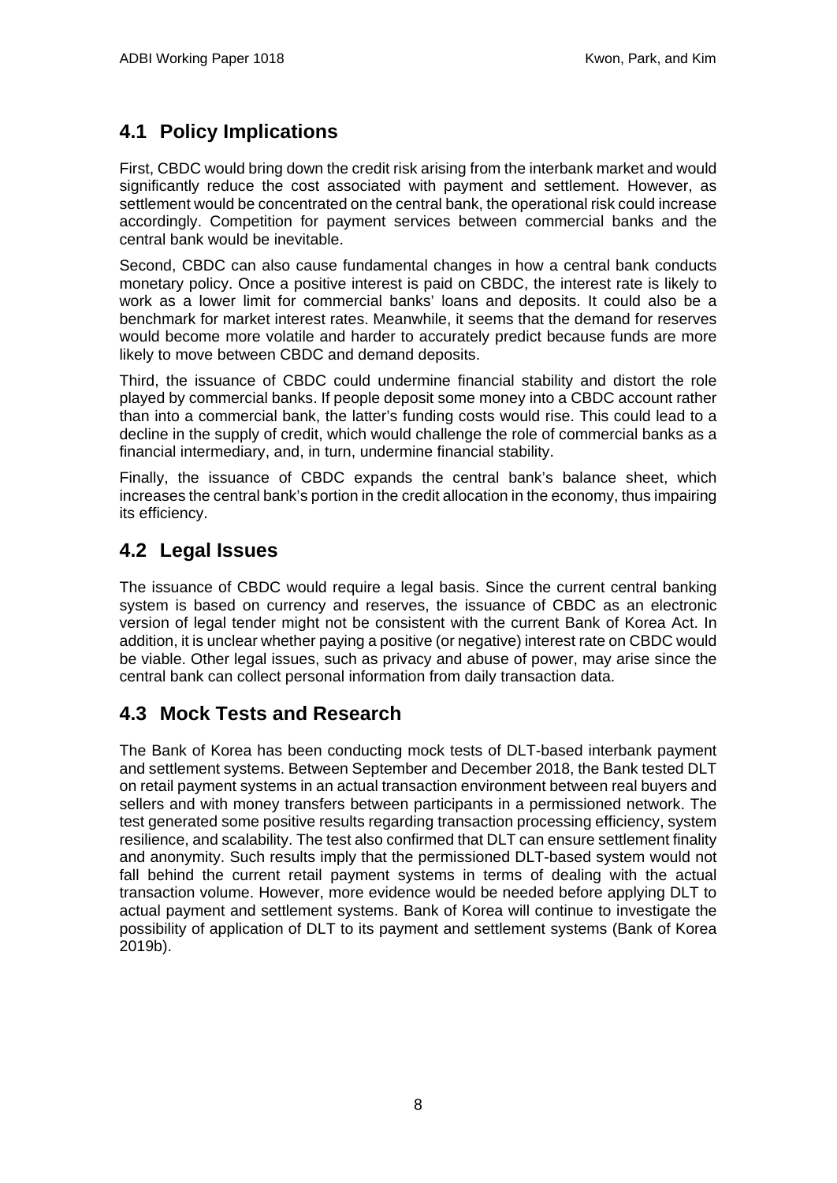## 4.1 Policy Implications

First, CBDC would bring down the credit risk arising from the interbank market and would significantly reduce the cost associated with payment and settlement. However, as settlement would be concentrated on the central bank, the operational risk could increase accordingly. Competition for payment services between commercial banks and the central bank would be inevitable.

Second, CBDC can also cause fundamental changes in how a central bank conducts monetary policy. Once a positive interest is paid on CBDC, the interest rate is likely to work as a lower limit for commercial banks' loans and deposits. It could also be a benchmark for market interest rates. Meanwhile, it seems that the demand for reserves would become more volatile and harder to accurately predict because funds are more likely to move between CBDC and demand deposits.

Third, the issuance of CBDC could undermine financial stability and distort the role played by commercial banks. If people deposit some money into a CBDC account rather than into a commercial bank, the latter's funding costs would rise. This could lead to a decline in the supply of credit, which would challenge the role of commercial banks as a financial intermediary, and, in turn, undermine financial stability.

Finally, the issuance of CBDC expands the central bank's balance sheet, which increases the central bank's portion in the credit allocation in the economy, thus impairing its efficiency.

## 4.2 Legal Issues

The issuance of CBDC would require a legal basis. Since the current central banking system is based on currency and reserves, the issuance of CBDC as an electronic version of legal tender might not be consistent with the current Bank of Korea Act. In addition, it is unclear whether paying a positive (or negative) interest rate on CBDC would be viable. Other legal issues, such as privacy and abuse of power, may arise since the central bank can collect personal information from daily transaction data.

## 4.3 Mock Tests and Research

The Bank of Korea has been conducting mock tests of DLT-based interbank payment and settlement systems. Between September and December 2018, the Bank tested DLT on retail payment systems in an actual transaction environment between real buyers and sellers and with money transfers between participants in a permissioned network. The test generated some positive results regarding transaction processing efficiency, system resilience, and scalability. The test also confirmed that DLT can ensure settlement finality and anonymity. Such results imply that the permissioned DLT-based system would not fall behind the current retail payment systems in terms of dealing with the actual transaction volume. However, more evidence would be needed before applying DLT to actual payment and settlement systems. Bank of Korea will continue to investigate the possibility of application of DLT to its payment and settlement systems (Bank of Korea 2019b).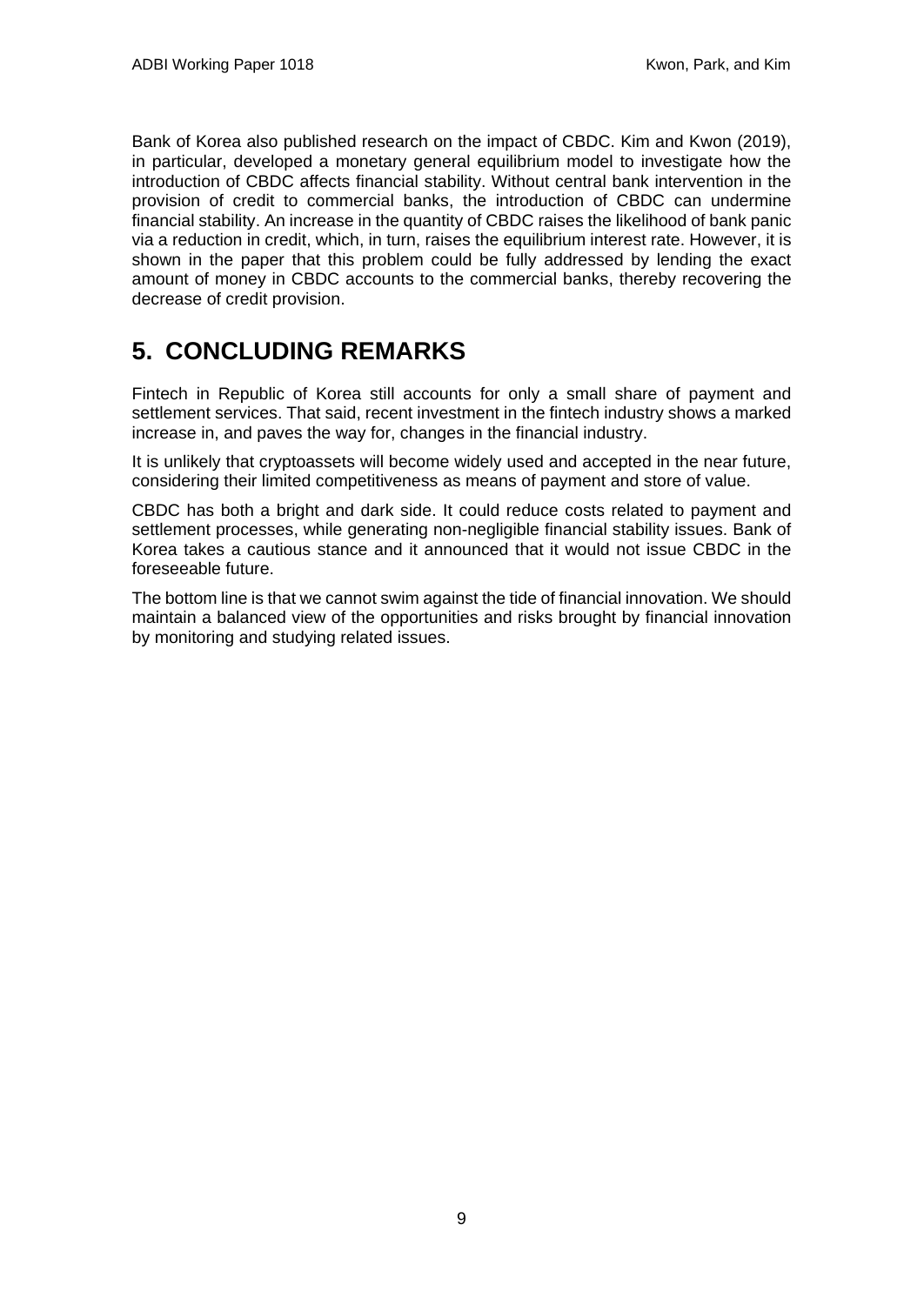Bank of Korea also published research on the impact of CBDC. Kim and Kwon (2019), in particular, developed a monetary general equilibrium model to investigate how the introduction of CBDC affects financial stability. Without central bank intervention in the provision of credit to commercial banks, the introduction of CBDC can undermine financial stability. An increase in the quantity of CBDC raises the likelihood of bank panic via a reduction in credit, which, in turn, raises the equilibrium interest rate. However, it is shown in the paper that this problem could be fully addressed by lending the exact amount of money in CBDC accounts to the commercial banks, thereby recovering the decrease of credit provision.

# 5. CONCLUDING REMARKS

Fintech in Republic of Korea still accounts for only a small share of payment and settlement services. That said, recent investment in the fintech industry shows a marked increase in, and paves the way for, changes in the financial industry.

It is unlikely that cryptoassets will become widely used and accepted in the near future, considering their limited competitiveness as means of payment and store of value.

CBDC has both a bright and dark side. It could reduce costs related to payment and settlement processes, while generating non-negligible financial stability issues. Bank of Korea takes a cautious stance and it announced that it would not issue CBDC in the foreseeable future.

The bottom line is that we cannot swim against the tide of financial innovation. We should maintain a balanced view of the opportunities and risks brought by financial innovation by monitoring and studying related issues.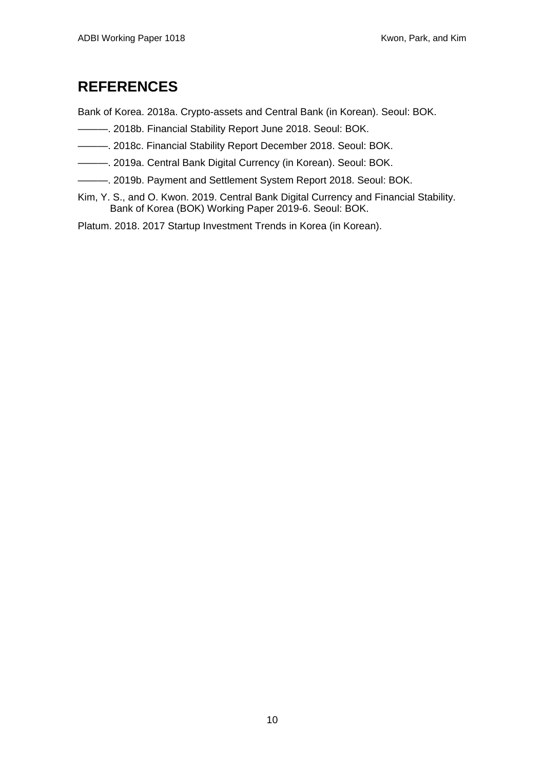# REFERENCES

Bank of Korea. 2018a. Crypto-assets and Central Bank (in Korean). Seoul: BOK.

———. 2018b. Financial Stability Report June 2018. Seoul: BOK.

———. 2018c. Financial Stability Report December 2018. Seoul: BOK.

———. 2019a. Central Bank Digital Currency (in Korean). Seoul: BOK.

———. 2019b. Payment and Settlement System Report 2018. Seoul: BOK.

Kim, Y. S., and O. Kwon. 2019. Central Bank Digital Currency and Financial Stability. Bank of Korea (BOK) Working Paper 2019-6. Seoul: BOK.

Platum. 2018. 2017 Startup Investment Trends in Korea (in Korean).